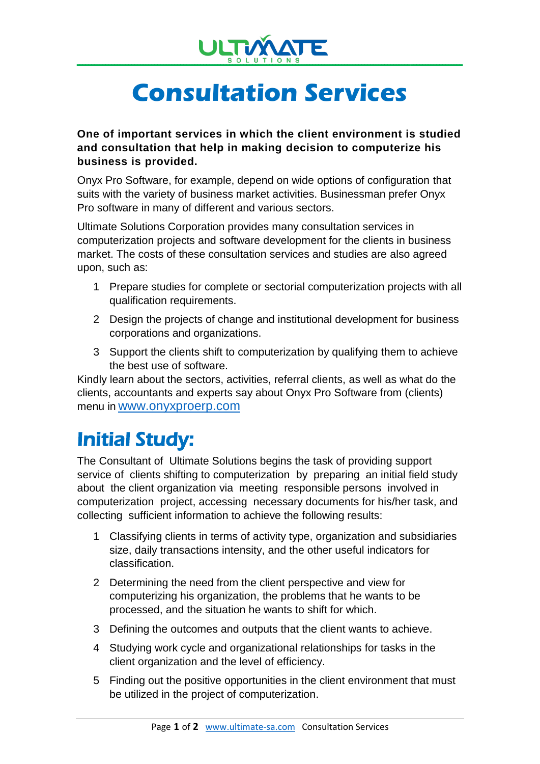# Consultation Services

**One of important services in which the client environment is studied and consultation that help in making decision to computerize his business is provided.**

Onyx Pro Software, for example, depend on wide options of configuration that suits with the variety of business market activities. Businessman prefer Onyx Pro software in many of different and various sectors.

Ultimate Solutions Corporation provides many consultation services in computerization projects and software development for the clients in business market. The costs of these consultation services and studies are also agreed upon, such as:

1. Prepare studies for complete or sectorial computerization projects with all qualification requirements.
2. Design the projects of change and institutional development for business corporations and organizations.
3. Support the clients shift to computerization by qualifying them to achieve the best use of software.

Kindly learn about the sectors, activities, referral clients, as well as what do the clients, accountants and experts say about Onyx Pro Software from (clients) menu in www.onyxproerp.com

## Initial Study:

The Consultant of Ultimate Solutions begins the task of providing support service of clients shifting to computerization by preparing an initial field study about the client organization via meeting responsible persons involved in computerization project, accessing necessary documents for his/her task, and collecting sufficient information to achieve the following results:

1. Classifying clients in terms of activity type, organization and subsidiaries size, daily transactions intensity, and the other useful indicators for classification.
2. Determining the need from the client perspective and view for computerizing his organization, the problems that he wants to be processed, and the situation he wants to shift for which.
3. Defining the outcomes and outputs that the client wants to achieve.
4. Studying work cycle and organizational relationships for tasks in the client organization and the level of efficiency.
5. Finding out the positive opportunities in the client environment that must be utilized in the project of computerization.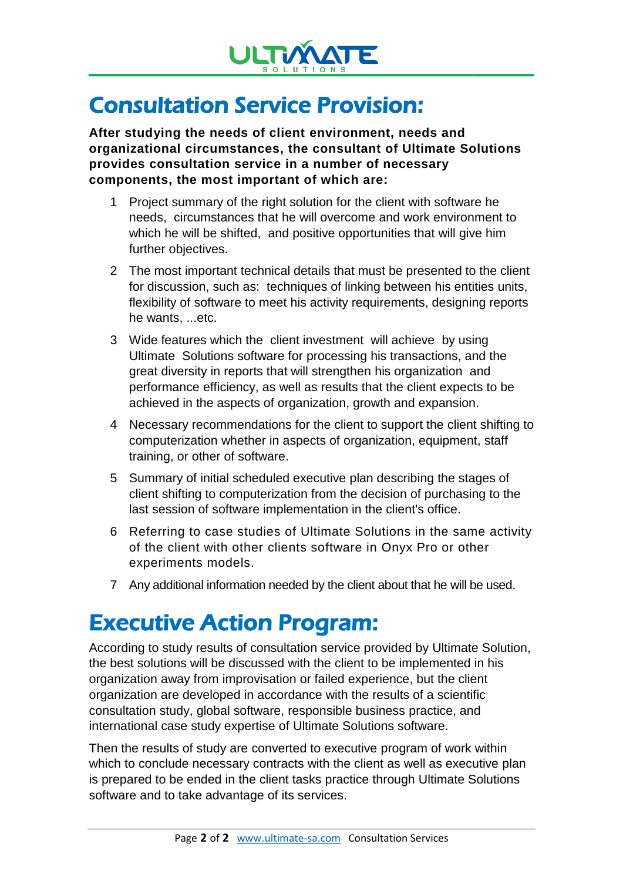# Consultation Service Provision:

**After studying the needs of client environment, needs and organizational circumstances, the consultant of Ultimate Solutions provides consultation service in a number of necessary components, the most important of which are:**

1. Project summary of the right solution for the client with software he needs, circumstances that he will overcome and work environment to which he will be shifted, and positive opportunities that will give him further objectives.
2. The most important technical details that must be presented to the client for discussion, such as: techniques of linking between his entities units, flexibility of software to meet his activity requirements, designing reports he wants, ...etc.
3. Wide features which the client investment will achieve by using Ultimate Solutions software for processing his transactions, and the great diversity in reports that will strengthen his organization and performance efficiency, as well as results that the client expects to be achieved in the aspects of organization, growth and expansion.
4. Necessary recommendations for the client to support the client shifting to computerization whether in aspects of organization, equipment, staff training, or other of software.
5. Summary of initial scheduled executive plan describing the stages of client shifting to computerization from the decision of purchasing to the last session of software implementation in the client's office.
6. Referring to case studies of Ultimate Solutions in the same activity of the client with other clients software in Onyx Pro or other experiments models.
7. Any additional information needed by the client about that he will be used.

# Executive Action Program:

According to study results of consultation service provided by Ultimate Solution, the best solutions will be discussed with the client to be implemented in his organization away from improvisation or failed experience, but the client organization are developed in accordance with the results of a scientific consultation study, global software, responsible business practice, and international case study expertise of Ultimate Solutions software.

Then the results of study are converted to executive program of work within which to conclude necessary contracts with the client as well as executive plan is prepared to be ended in the client tasks practice through Ultimate Solutions software and to take advantage of its services.